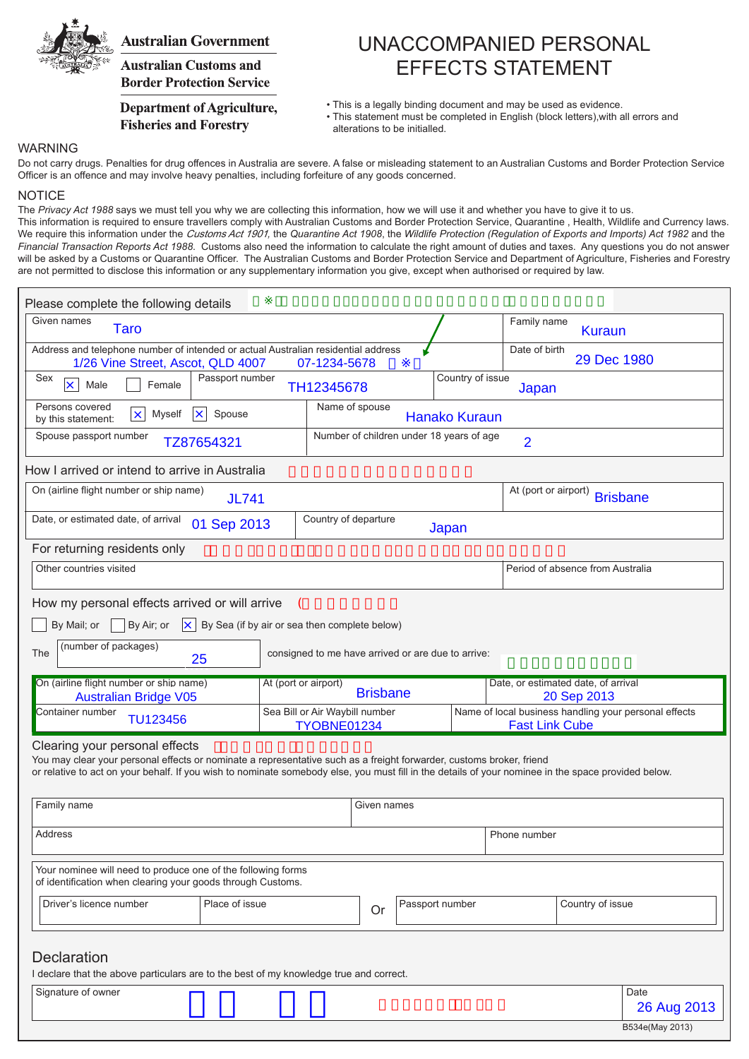Australian Government

Australian Customs and Border Protection Service

Department of Agriculture, Fisheries and Forestry

# UNACCOMPANIED PERSONAL EFFECTS STATEMENT

- This is a legally binding document and may be used as evidence.
- This statement must be completed in English (block letters),with all errors and alterations to be initialled.

## WARNING

Do not carry drugs. Penalties for drug offences in Australia are severe. A false or misleading statement to an Australian Customs and Border Protection Service Officer is an offence and may involve heavy penalties, including forfeiture of any goods concerned.

## NOTICE

The *Privacy Act 1988* says we must tell you why we are collecting this information, how we will use it and whether you have to give it to us.
This information is required to ensure travellers comply with Australian Customs and Border Protection Service, Quarantine , Health, Wildlife and Currency laws. We require this information under the *Customs Act 1901*, the *Quarantine Act 1908*, the *Wildlife Protection (Regulation of Exports and Imports) Act 1982* and the *Financial Transaction Reports Act 1988*. Customs also need the information to calculate the right amount of duties and taxes. Any questions you do not answer will be asked by a Customs or Quarantine Officer. The Australian Customs and Border Protection Service and Department of Agriculture, Fisheries and Forestry are not permitted to disclose this information or any supplementary information you give, except when authorised or required by law.

### Please complete the following details

| Field | Value | Field | Value |
|---|---|---|---|
| Given names | Taro | Family name | Kuraun |
| Address and telephone number of intended or actual Australian residential address | 1/26 Vine Street, Ascot, QLD 4007 07-1234-5678 | Date of birth | 29 Dec 1980 |
| Sex | [X] Male [ ] Female | Passport number | TH12345678 |
| Country of issue | Japan | | |
| Persons covered by this statement | [X] Myself [X] Spouse | Name of spouse | Hanako Kuraun |
| Spouse passport number | TZ87654321 | Number of children under 18 years of age | 2 |

### How I arrived or intend to arrive in Australia

| Field | Value | Field | Value |
|---|---|---|---|
| On (airline flight number or ship name) | JL741 | At (port or airport) | Brisbane |
| Date, or estimated date, of arrival | 01 Sep 2013 | Country of departure | Japan |

### For returning residents only

| Other countries visited | Period of absence from Australia |
|---|---|
| | |

### How my personal effects arrived or will arrive

[ ] By Mail; or [ ] By Air; or [X] By Sea (if by air or sea then complete below)

The (number of packages) 25 consigned to me have arrived or are due to arrive:

| On (airline flight number or ship name) | At (port or airport) | Date, or estimated date, of arrival |
|---|---|---|
| Australian Bridge V05 | Brisbane | 20 Sep 2013 |

| Container number | Sea Bill or Air Waybill number | Name of local business handling your personal effects |
|---|---|---|
| TU123456 | TYOBNE01234 | Fast Link Cube |

### Clearing your personal effects

You may clear your personal effects or nominate a representative such as a freight forwarder, customs broker, friend or relative to act on your behalf. If you wish to nominate somebody else, you must fill in the details of your nominee in the space provided below.

| Family name | Given names | |
|---|---|---|
| | | |
| Address | | Phone number |
| | | |

Your nominee will need to produce one of the following forms of identification when clearing your goods through Customs.

| Driver's licence number | Place of issue | | Passport number | Country of issue |
|---|---|---|---|---|
| | | Or | | |

### Declaration

I declare that the above particulars are to the best of my knowledge true and correct.

| Signature of owner | Date |
|---|---|
| | 26 Aug 2013 |

B534e(May 2013)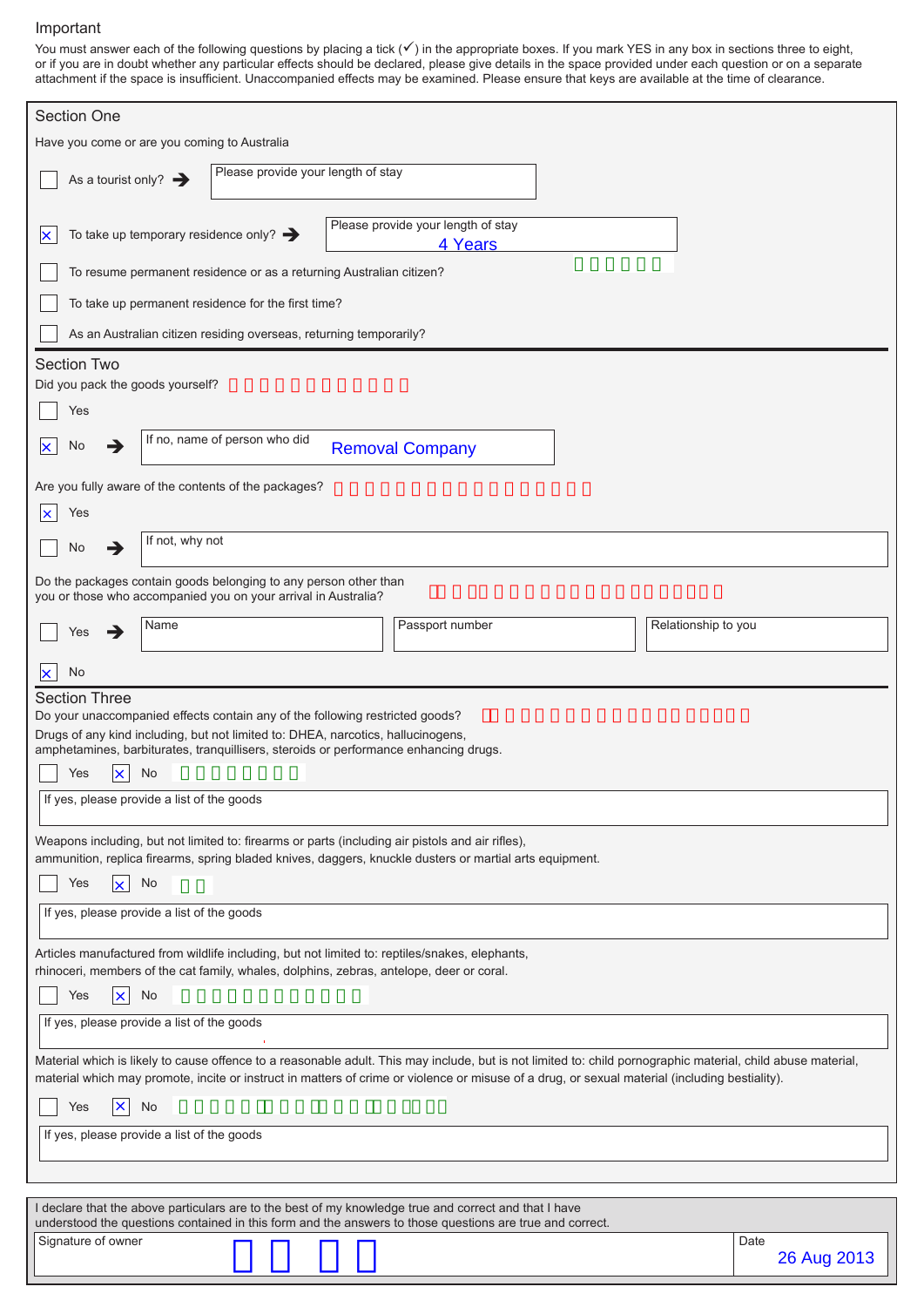Important

You must answer each of the following questions by placing a tick (✓) in the appropriate boxes. If you mark YES in any box in sections three to eight, or if you are in doubt whether any particular effects should be declared, please give details in the space provided under each question or on a separate attachment if the space is insufficient. Unaccompanied effects may be examined. Please ensure that keys are available at the time of clearance.

## Section One

Have you come or are you coming to Australia

- [ ] As a tourist only? → Please provide your length of stay
- [x] To take up temporary residence only? → Please provide your length of stay: 4 Years
- [ ] To resume permanent residence or as a returning Australian citizen?
- [ ] To take up permanent residence for the first time?
- [ ] As an Australian citizen residing overseas, returning temporarily?

## Section Two

Did you pack the goods yourself?

- [ ] Yes
- [x] No → If no, name of person who did: Removal Company

Are you fully aware of the contents of the packages?

- [x] Yes
- [ ] No → If not, why not

Do the packages contain goods belonging to any person other than you or those who accompanied you on your arrival in Australia?

- [ ] Yes → Name / Passport number / Relationship to you
- [x] No

## Section Three

Do your unaccompanied effects contain any of the following restricted goods?

Drugs of any kind including, but not limited to: DHEA, narcotics, hallucinogens, amphetamines, barbiturates, tranquillisers, steroids or performance enhancing drugs.

- [ ] Yes
- [x] No

If yes, please provide a list of the goods

Weapons including, but not limited to: firearms or parts (including air pistols and air rifles), ammunition, replica firearms, spring bladed knives, daggers, knuckle dusters or martial arts equipment.

- [ ] Yes
- [x] No

If yes, please provide a list of the goods

Articles manufactured from wildlife including, but not limited to: reptiles/snakes, elephants, rhinoceri, members of the cat family, whales, dolphins, zebras, antelope, deer or coral.

- [ ] Yes
- [x] No

If yes, please provide a list of the goods

Material which is likely to cause offence to a reasonable adult. This may include, but is not limited to: child pornographic material, child abuse material, material which may promote, incite or instruct in matters of crime or violence or misuse of a drug, or sexual material (including bestiality).

- [ ] Yes
- [x] No

If yes, please provide a list of the goods

I declare that the above particulars are to the best of my knowledge true and correct and that I have understood the questions contained in this form and the answers to those questions are true and correct.

| Signature of owner | Date |
|---|---|
| | 26 Aug 2013 |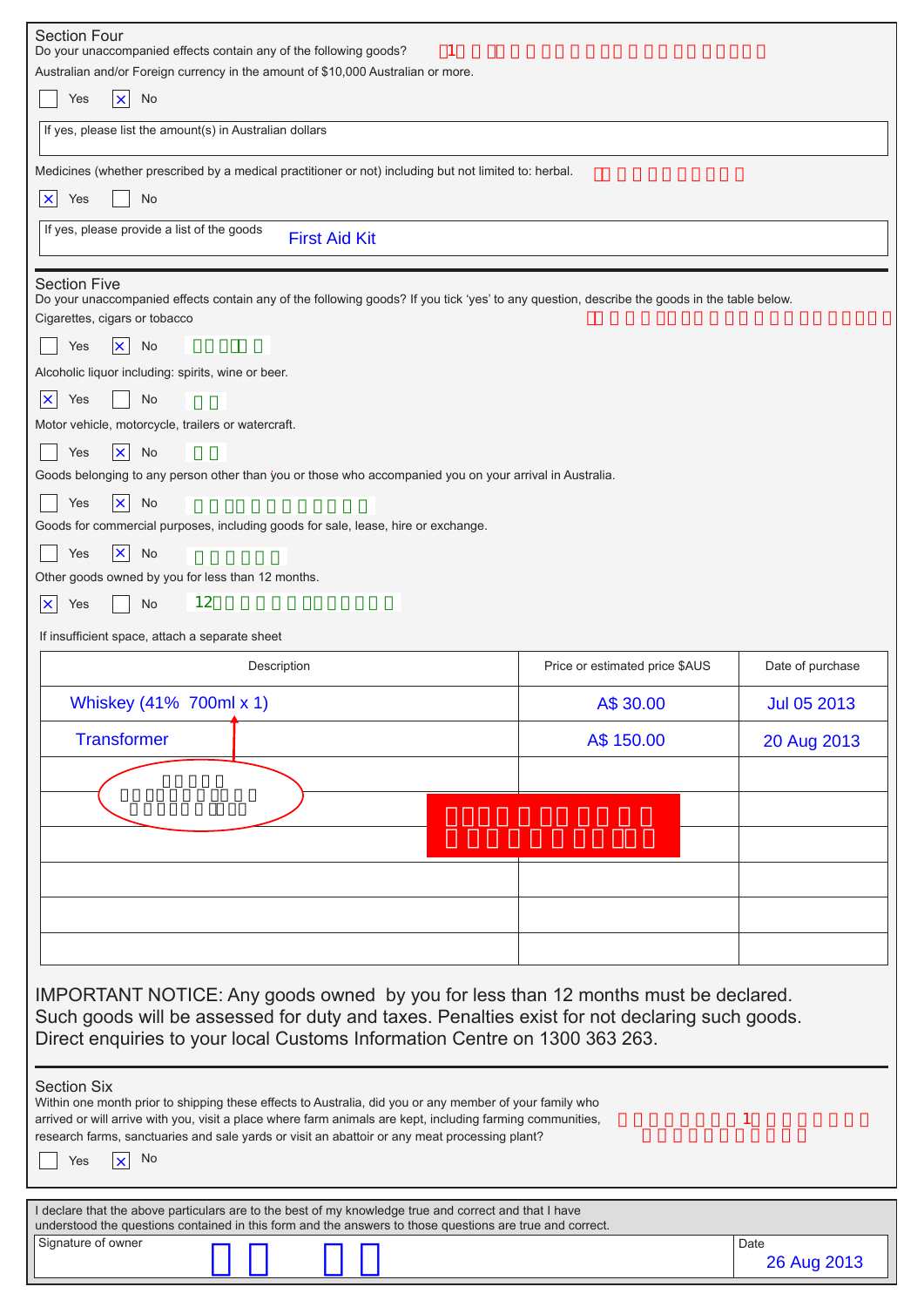## Section Four

Do your unaccompanied effects contain any of the following goods?

Australian and/or Foreign currency in the amount of $10,000 Australian or more.

☐ Yes ☒ No

If yes, please list the amount(s) in Australian dollars

Medicines (whether prescribed by a medical practitioner or not) including but not limited to: herbal.

☒ Yes ☐ No

If yes, please provide a list of the goods First Aid Kit

## Section Five

Do your unaccompanied effects contain any of the following goods? If you tick 'yes' to any question, describe the goods in the table below.

Cigarettes, cigars or tobacco

☐ Yes ☒ No

Alcoholic liquor including: spirits, wine or beer.

☒ Yes ☐ No

Motor vehicle, motorcycle, trailers or watercraft.

☐ Yes ☒ No

Goods belonging to any person other than you or those who accompanied you on your arrival in Australia.

☐ Yes ☒ No

Goods for commercial purposes, including goods for sale, lease, hire or exchange.

☐ Yes ☒ No

Other goods owned by you for less than 12 months.

☒ Yes ☐ No 12

If insufficient space, attach a separate sheet

| Description | Price or estimated price $AUS | Date of purchase |
|---|---|---|
| Whiskey (41% 700ml x 1) | A$ 30.00 | Jul 05 2013 |
| Transformer | A$ 150.00 | 20 Aug 2013 |
| | | |
| | | |
| | | |
| | | |
| | | |
| | | |

IMPORTANT NOTICE: Any goods owned by you for less than 12 months must be declared. Such goods will be assessed for duty and taxes. Penalties exist for not declaring such goods. Direct enquiries to your local Customs Information Centre on 1300 363 263.

## Section Six

Within one month prior to shipping these effects to Australia, did you or any member of your family who arrived or will arrive with you, visit a place where farm animals are kept, including farming communities, research farms, sanctuaries and sale yards or visit an abattoir or any meat processing plant?

☐ Yes ☒ No

I declare that the above particulars are to the best of my knowledge true and correct and that I have understood the questions contained in this form and the answers to those questions are true and correct.

Signature of owner

Date 26 Aug 2013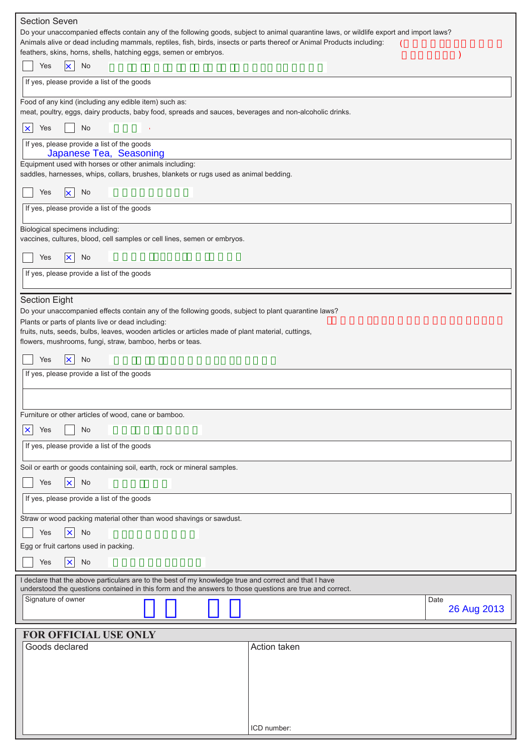## Section Seven

Do your unaccompanied effects contain any of the following goods, subject to animal quarantine laws, or wildlife export and import laws?

Animals alive or dead including mammals, reptiles, fish, birds, insects or parts thereof or Animal Products including: feathers, skins, horns, shells, hatching eggs, semen or embryos.

☐ Yes ☒ No

If yes, please provide a list of the goods

Food of any kind (including any edible item) such as: meat, poultry, eggs, dairy products, baby food, spreads and sauces, beverages and non-alcoholic drinks.

☒ Yes ☐ No

If yes, please provide a list of the goods
Japanese Tea, Seasoning

Equipment used with horses or other animals including: saddles, harnesses, whips, collars, brushes, blankets or rugs used as animal bedding.

☐ Yes ☒ No

If yes, please provide a list of the goods

Biological specimens including: vaccines, cultures, blood, cell samples or cell lines, semen or embryos.

☐ Yes ☒ No

If yes, please provide a list of the goods

## Section Eight

Do your unaccompanied effects contain any of the following goods, subject to plant quarantine laws?

Plants or parts of plants live or dead including: fruits, nuts, seeds, bulbs, leaves, wooden articles or articles made of plant material, cuttings, flowers, mushrooms, fungi, straw, bamboo, herbs or teas.

☐ Yes ☒ No

If yes, please provide a list of the goods

Furniture or other articles of wood, cane or bamboo.

☒ Yes ☐ No

If yes, please provide a list of the goods

Soil or earth or goods containing soil, earth, rock or mineral samples.

☐ Yes ☒ No

If yes, please provide a list of the goods

Straw or wood packing material other than wood shavings or sawdust.

☐ Yes ☒ No

Egg or fruit cartons used in packing.

☐ Yes ☒ No

I declare that the above particulars are to the best of my knowledge true and correct and that I have understood the questions contained in this form and the answers to those questions are true and correct.

| Signature of owner | Date |
|---|---|
| | 26 Aug 2013 |

## FOR OFFICIAL USE ONLY

| Goods declared | Action taken |
|---|---|
| | ICD number: |